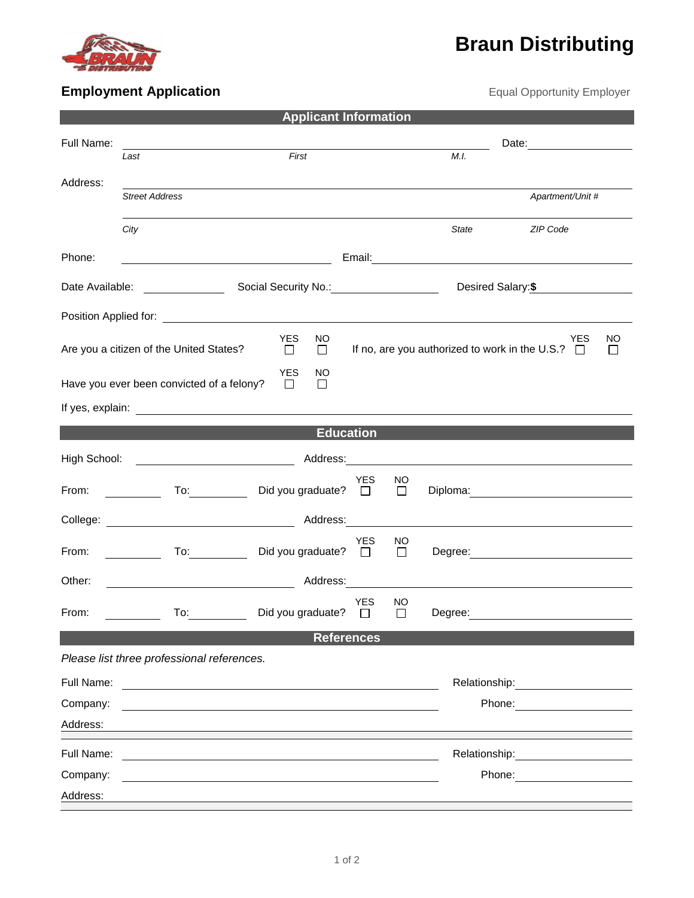# Braun Distributing

## Employment Application

Equal Opportunity Employer

### Applicant Information

Full Name: ______________________________ Date: __________

*Last* *First* *M.I.*

Address: ______________________________

*Street Address* *Apartment/Unit #*

______________________________

*City* *State* *ZIP Code*

Phone: ______________ Email: ______________

Date Available: __________ Social Security No.: __________ Desired Salary: **$** __________

Position Applied for: ______________________________

Are you a citizen of the United States? YES ☐ NO ☐ If no, are you authorized to work in the U.S.? YES ☐ NO ☐

Have you ever been convicted of a felony? YES ☐ NO ☐

If yes, explain: ______________________________

### Education

High School: ______________ Address: ______________

From: ________ To: ________ Did you graduate? YES ☐ NO ☐ Diploma: ______________

College: ______________ Address: ______________

From: ________ To: ________ Did you graduate? YES ☐ NO ☐ Degree: ______________

Other: ______________ Address: ______________

From: ________ To: ________ Did you graduate? YES ☐ NO ☐ Degree: ______________

### References

*Please list three professional references.*

Full Name: ______________________________ Relationship: ______________

Company: ______________________________ Phone: ______________

Address: ______________________________

Full Name: ______________________________ Relationship: ______________

Company: ______________________________ Phone: ______________

Address: ______________________________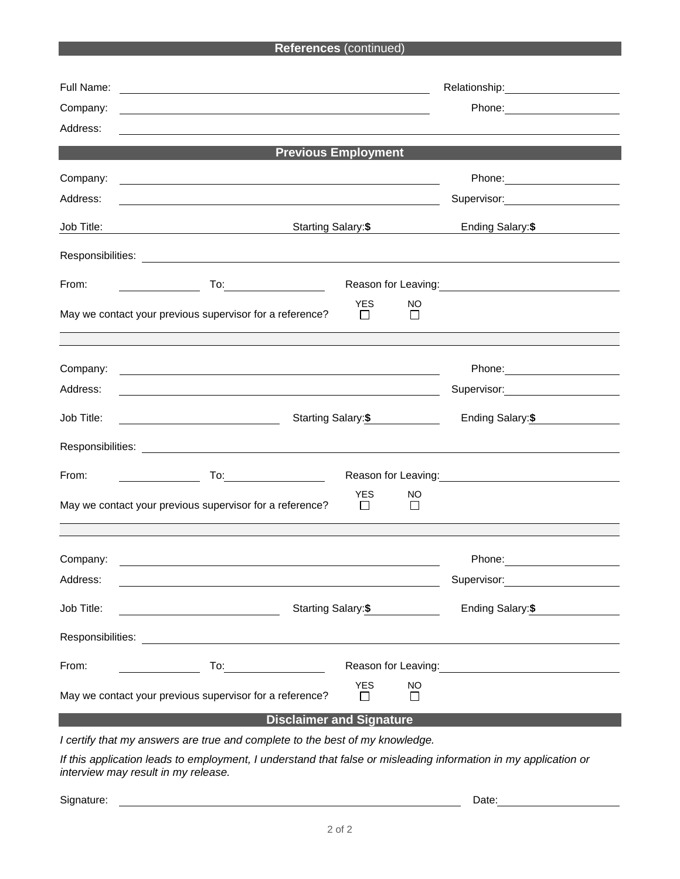## References (continued)

Full Name: \_\_\_\_\_\_\_\_\_\_\_\_\_\_\_\_\_\_\_\_\_\_\_\_\_\_\_\_\_\_ Relationship: \_\_\_\_\_\_\_\_\_\_\_\_\_\_\_\_\_\_

Company: \_\_\_\_\_\_\_\_\_\_\_\_\_\_\_\_\_\_\_\_\_\_\_\_\_\_\_\_\_\_ Phone: \_\_\_\_\_\_\_\_\_\_\_\_\_\_\_\_\_\_

Address: \_\_\_\_\_\_\_\_\_\_\_\_\_\_\_\_\_\_\_\_\_\_\_\_\_\_\_\_\_\_\_\_\_\_\_\_\_\_\_\_\_\_\_\_\_\_\_\_

## Previous Employment

Company: \_\_\_\_\_\_\_\_\_\_\_\_\_\_\_\_\_\_\_\_\_\_\_\_\_\_\_\_\_\_ Phone: \_\_\_\_\_\_\_\_\_\_\_\_\_\_\_\_\_\_

Address: \_\_\_\_\_\_\_\_\_\_\_\_\_\_\_\_\_\_\_\_\_\_\_\_\_\_\_\_\_\_ Supervisor: \_\_\_\_\_\_\_\_\_\_\_\_\_\_\_\_\_\_

Job Title: \_\_\_\_\_\_\_\_\_\_\_\_\_\_\_\_ Starting Salary: **$** \_\_\_\_\_\_\_\_\_\_ Ending Salary: **$** \_\_\_\_\_\_\_\_\_\_

Responsibilities: \_\_\_\_\_\_\_\_\_\_\_\_\_\_\_\_\_\_\_\_\_\_\_\_\_\_\_\_\_\_\_\_\_\_\_\_\_\_\_\_\_\_\_\_\_\_\_\_

From: \_\_\_\_\_\_\_\_\_\_ To: \_\_\_\_\_\_\_\_\_\_ Reason for Leaving: \_\_\_\_\_\_\_\_\_\_\_\_\_\_\_\_\_\_\_\_

May we contact your previous supervisor for a reference? YES ☐ NO ☐

---

Company: \_\_\_\_\_\_\_\_\_\_\_\_\_\_\_\_\_\_\_\_\_\_\_\_\_\_\_\_\_\_ Phone: \_\_\_\_\_\_\_\_\_\_\_\_\_\_\_\_\_\_

Address: \_\_\_\_\_\_\_\_\_\_\_\_\_\_\_\_\_\_\_\_\_\_\_\_\_\_\_\_\_\_ Supervisor: \_\_\_\_\_\_\_\_\_\_\_\_\_\_\_\_\_\_

Job Title: \_\_\_\_\_\_\_\_\_\_\_\_\_\_\_\_ Starting Salary: **$** \_\_\_\_\_\_\_\_\_\_ Ending Salary: **$** \_\_\_\_\_\_\_\_\_\_

Responsibilities: \_\_\_\_\_\_\_\_\_\_\_\_\_\_\_\_\_\_\_\_\_\_\_\_\_\_\_\_\_\_\_\_\_\_\_\_\_\_\_\_\_\_\_\_\_\_\_\_

From: \_\_\_\_\_\_\_\_\_\_ To: \_\_\_\_\_\_\_\_\_\_ Reason for Leaving: \_\_\_\_\_\_\_\_\_\_\_\_\_\_\_\_\_\_\_\_

May we contact your previous supervisor for a reference? YES ☐ NO ☐

---

Company: \_\_\_\_\_\_\_\_\_\_\_\_\_\_\_\_\_\_\_\_\_\_\_\_\_\_\_\_\_\_ Phone: \_\_\_\_\_\_\_\_\_\_\_\_\_\_\_\_\_\_

Address: \_\_\_\_\_\_\_\_\_\_\_\_\_\_\_\_\_\_\_\_\_\_\_\_\_\_\_\_\_\_ Supervisor: \_\_\_\_\_\_\_\_\_\_\_\_\_\_\_\_\_\_

Job Title: \_\_\_\_\_\_\_\_\_\_\_\_\_\_\_\_ Starting Salary: **$** \_\_\_\_\_\_\_\_\_\_ Ending Salary: **$** \_\_\_\_\_\_\_\_\_\_

Responsibilities: \_\_\_\_\_\_\_\_\_\_\_\_\_\_\_\_\_\_\_\_\_\_\_\_\_\_\_\_\_\_\_\_\_\_\_\_\_\_\_\_\_\_\_\_\_\_\_\_

From: \_\_\_\_\_\_\_\_\_\_ To: \_\_\_\_\_\_\_\_\_\_ Reason for Leaving: \_\_\_\_\_\_\_\_\_\_\_\_\_\_\_\_\_\_\_\_

May we contact your previous supervisor for a reference? YES ☐ NO ☐

## Disclaimer and Signature

*I certify that my answers are true and complete to the best of my knowledge.*

*If this application leads to employment, I understand that false or misleading information in my application or interview may result in my release.*

Signature: \_\_\_\_\_\_\_\_\_\_\_\_\_\_\_\_\_\_\_\_\_\_\_\_\_\_\_\_\_\_\_\_\_\_\_\_ Date: \_\_\_\_\_\_\_\_\_\_\_\_\_\_\_\_\_\_